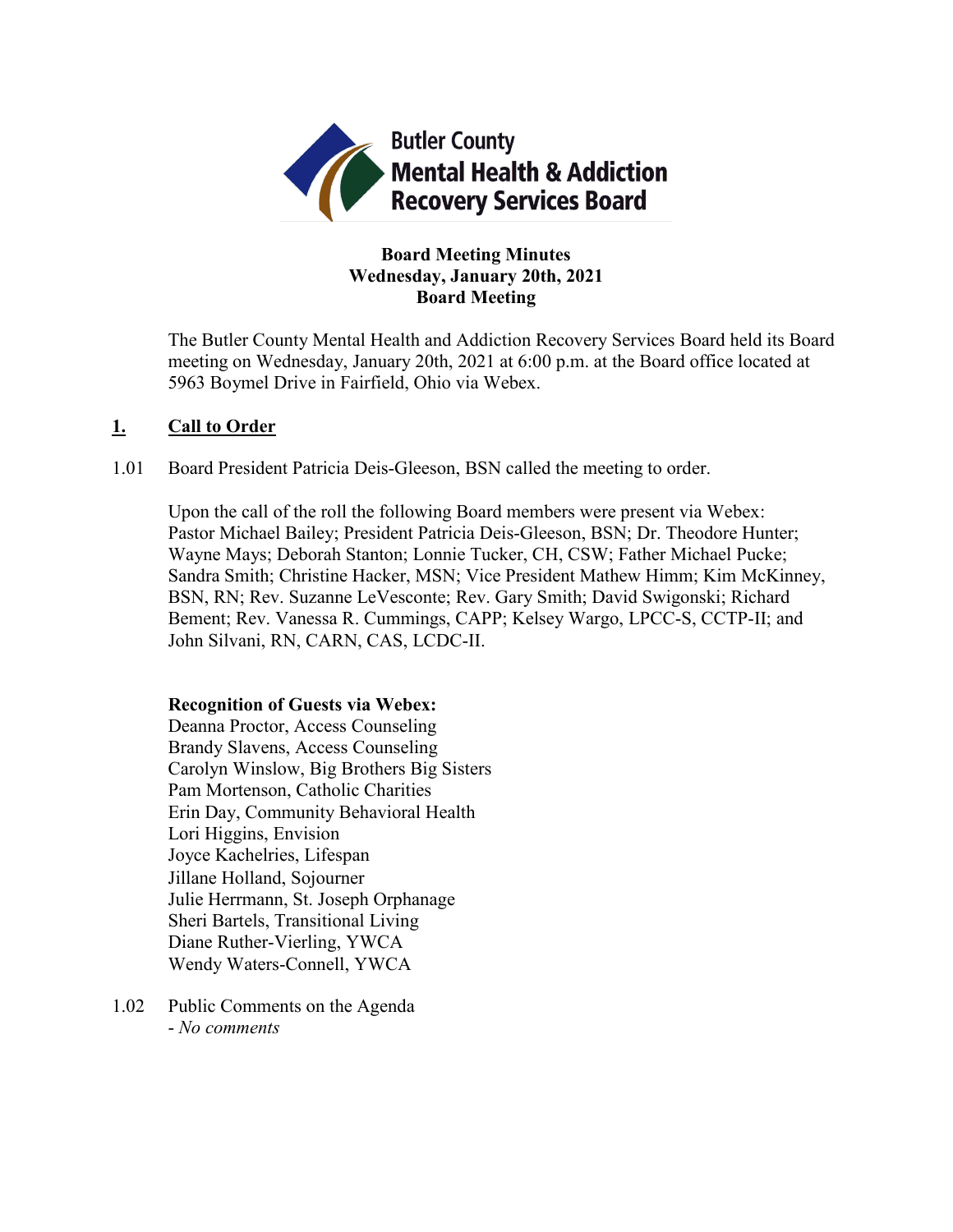Butler County Mental Health & Addiction Recovery Services Board

**Board Meeting Minutes**
**Wednesday, January 20th, 2021**
**Board Meeting**

The Butler County Mental Health and Addiction Recovery Services Board held its Board meeting on Wednesday, January 20th, 2021 at 6:00 p.m. at the Board office located at 5963 Boymel Drive in Fairfield, Ohio via Webex.

## 1. Call to Order

1.01 Board President Patricia Deis-Gleeson, BSN called the meeting to order.

Upon the call of the roll the following Board members were present via Webex: Pastor Michael Bailey; President Patricia Deis-Gleeson, BSN; Dr. Theodore Hunter; Wayne Mays; Deborah Stanton; Lonnie Tucker, CH, CSW; Father Michael Pucke; Sandra Smith; Christine Hacker, MSN; Vice President Mathew Himm; Kim McKinney, BSN, RN; Rev. Suzanne LeVesconte; Rev. Gary Smith; David Swigonski; Richard Bement; Rev. Vanessa R. Cummings, CAPP; Kelsey Wargo, LPCC-S, CCTP-II; and John Silvani, RN, CARN, CAS, LCDC-II.

**Recognition of Guests via Webex:**
Deanna Proctor, Access Counseling
Brandy Slavens, Access Counseling
Carolyn Winslow, Big Brothers Big Sisters
Pam Mortenson, Catholic Charities
Erin Day, Community Behavioral Health
Lori Higgins, Envision
Joyce Kachelries, Lifespan
Jillane Holland, Sojourner
Julie Herrmann, St. Joseph Orphanage
Sheri Bartels, Transitional Living
Diane Ruther-Vierling, YWCA
Wendy Waters-Connell, YWCA

1.02 Public Comments on the Agenda
- *No comments*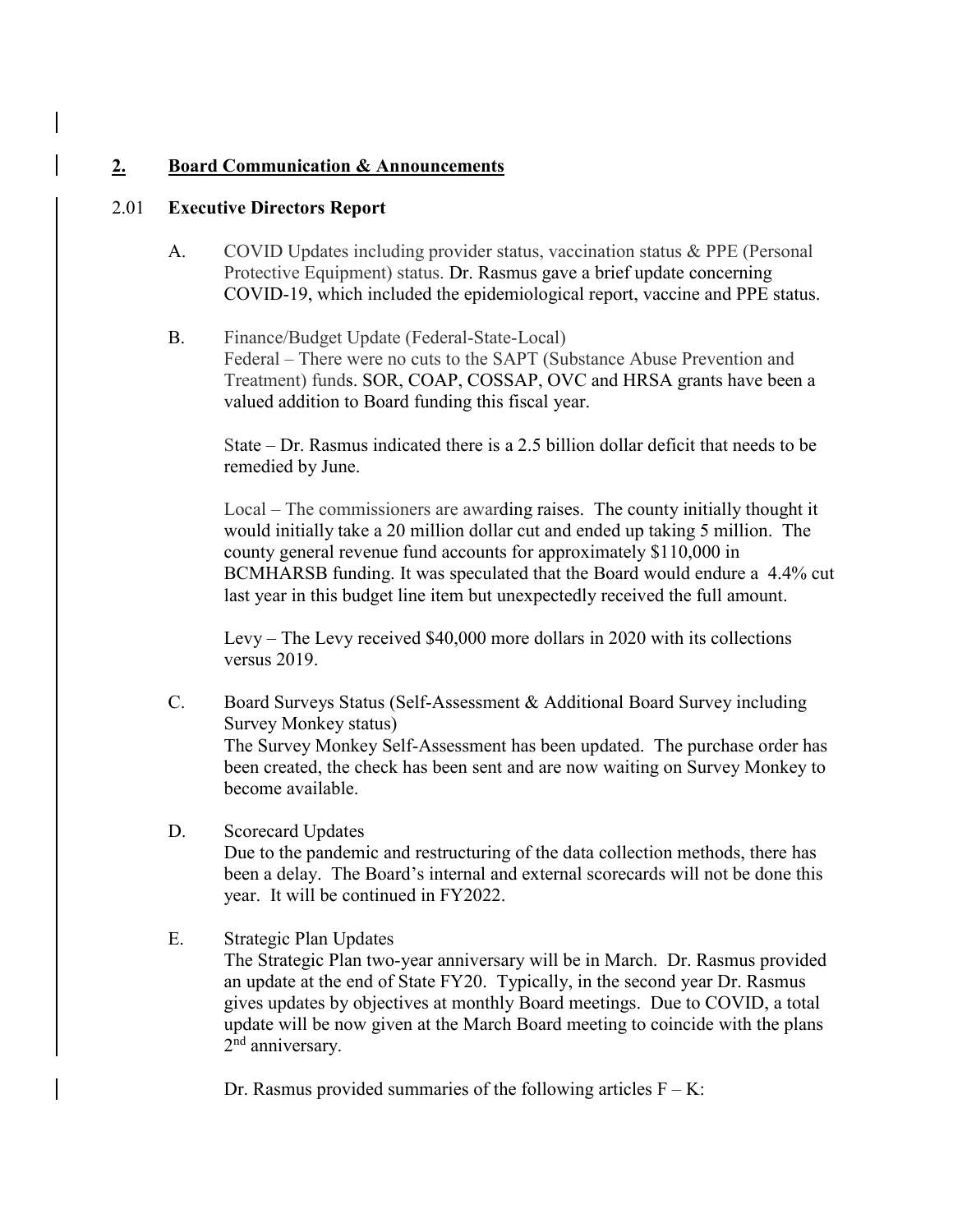## 2. Board Communication & Announcements

### 2.01 Executive Directors Report

A. COVID Updates including provider status, vaccination status & PPE (Personal Protective Equipment) status. Dr. Rasmus gave a brief update concerning COVID-19, which included the epidemiological report, vaccine and PPE status.

B. Finance/Budget Update (Federal-State-Local)
Federal – There were no cuts to the SAPT (Substance Abuse Prevention and Treatment) funds. SOR, COAP, COSSAP, OVC and HRSA grants have been a valued addition to Board funding this fiscal year.

State – Dr. Rasmus indicated there is a 2.5 billion dollar deficit that needs to be remedied by June.

Local – The commissioners are awarding raises. The county initially thought it would initially take a 20 million dollar cut and ended up taking 5 million. The county general revenue fund accounts for approximately $110,000 in BCMHARSB funding. It was speculated that the Board would endure a 4.4% cut last year in this budget line item but unexpectedly received the full amount.

Levy – The Levy received $40,000 more dollars in 2020 with its collections versus 2019.

C. Board Surveys Status (Self-Assessment & Additional Board Survey including Survey Monkey status)
The Survey Monkey Self-Assessment has been updated. The purchase order has been created, the check has been sent and are now waiting on Survey Monkey to become available.

D. Scorecard Updates
Due to the pandemic and restructuring of the data collection methods, there has been a delay. The Board's internal and external scorecards will not be done this year. It will be continued in FY2022.

E. Strategic Plan Updates
The Strategic Plan two-year anniversary will be in March. Dr. Rasmus provided an update at the end of State FY20. Typically, in the second year Dr. Rasmus gives updates by objectives at monthly Board meetings. Due to COVID, a total update will be now given at the March Board meeting to coincide with the plans 2nd anniversary.

Dr. Rasmus provided summaries of the following articles F – K: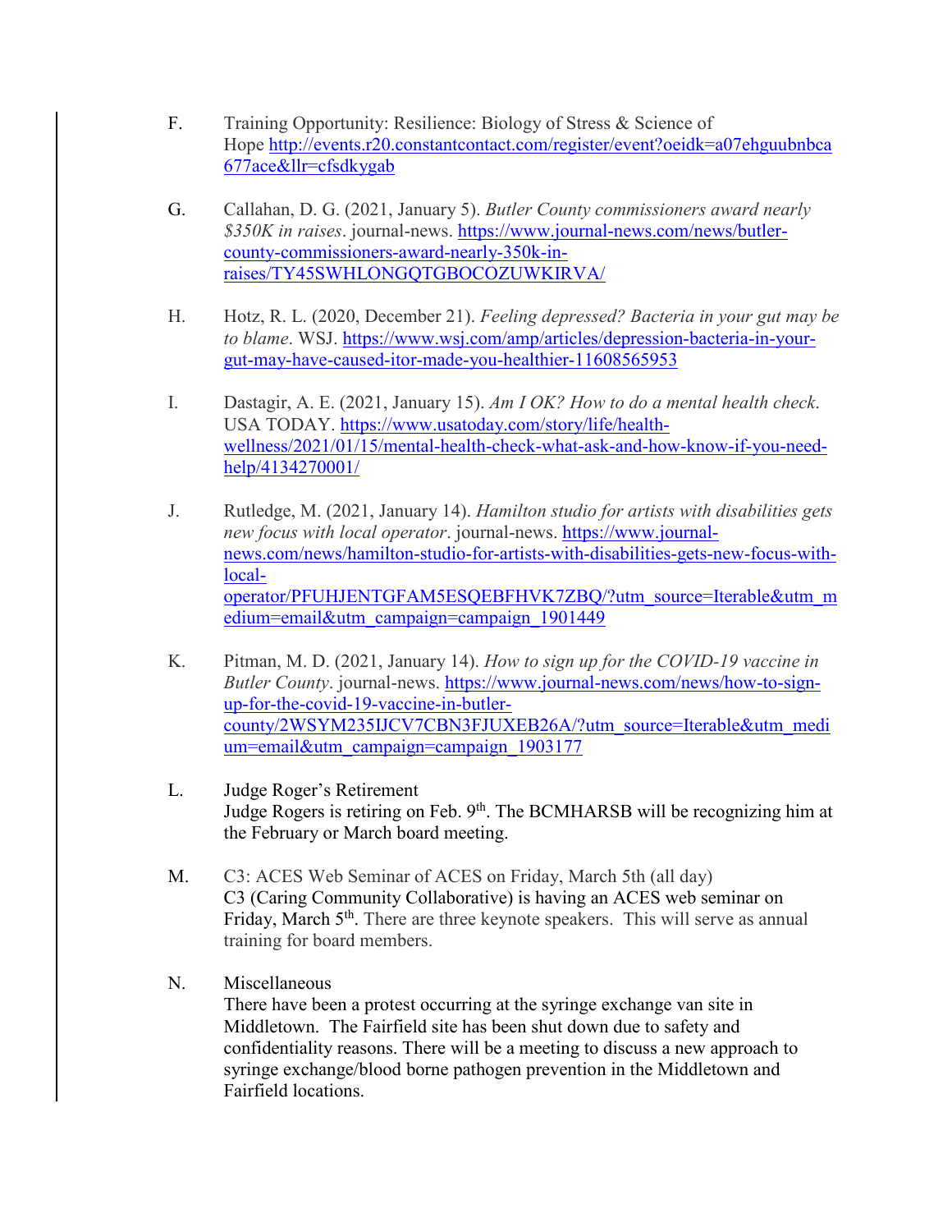F. Training Opportunity: Resilience: Biology of Stress & Science of Hope http://events.r20.constantcontact.com/register/event?oeidk=a07ehguubnbca677ace&llr=cfsdkygab

G. Callahan, D. G. (2021, January 5). *Butler County commissioners award nearly $350K in raises*. journal-news. https://www.journal-news.com/news/butler-county-commissioners-award-nearly-350k-in-raises/TY45SWHLONGQTGBOCOZUWKIRVA/

H. Hotz, R. L. (2020, December 21). *Feeling depressed? Bacteria in your gut may be to blame*. WSJ. https://www.wsj.com/amp/articles/depression-bacteria-in-your-gut-may-have-caused-itor-made-you-healthier-11608565953

I. Dastagir, A. E. (2021, January 15). *Am I OK? How to do a mental health check*. USA TODAY. https://www.usatoday.com/story/life/health-wellness/2021/01/15/mental-health-check-what-ask-and-how-know-if-you-need-help/4134270001/

J. Rutledge, M. (2021, January 14). *Hamilton studio for artists with disabilities gets new focus with local operator*. journal-news. https://www.journal-news.com/news/hamilton-studio-for-artists-with-disabilities-gets-new-focus-with-local-operator/PFUHJENTGFAM5ESQEBFHVK7ZBQ/?utm_source=Iterable&utm_medium=email&utm_campaign=campaign_1901449

K. Pitman, M. D. (2021, January 14). *How to sign up for the COVID-19 vaccine in Butler County*. journal-news. https://www.journal-news.com/news/how-to-sign-up-for-the-covid-19-vaccine-in-butler-county/2WSYM235IJCV7CBN3FJUXEB26A/?utm_source=Iterable&utm_medium=email&utm_campaign=campaign_1903177

L. Judge Roger's Retirement
Judge Rogers is retiring on Feb. 9th. The BCMHARSB will be recognizing him at the February or March board meeting.

M. C3: ACES Web Seminar of ACES on Friday, March 5th (all day)
C3 (Caring Community Collaborative) is having an ACES web seminar on Friday, March 5th. There are three keynote speakers. This will serve as annual training for board members.

N. Miscellaneous
There have been a protest occurring at the syringe exchange van site in Middletown. The Fairfield site has been shut down due to safety and confidentiality reasons. There will be a meeting to discuss a new approach to syringe exchange/blood borne pathogen prevention in the Middletown and Fairfield locations.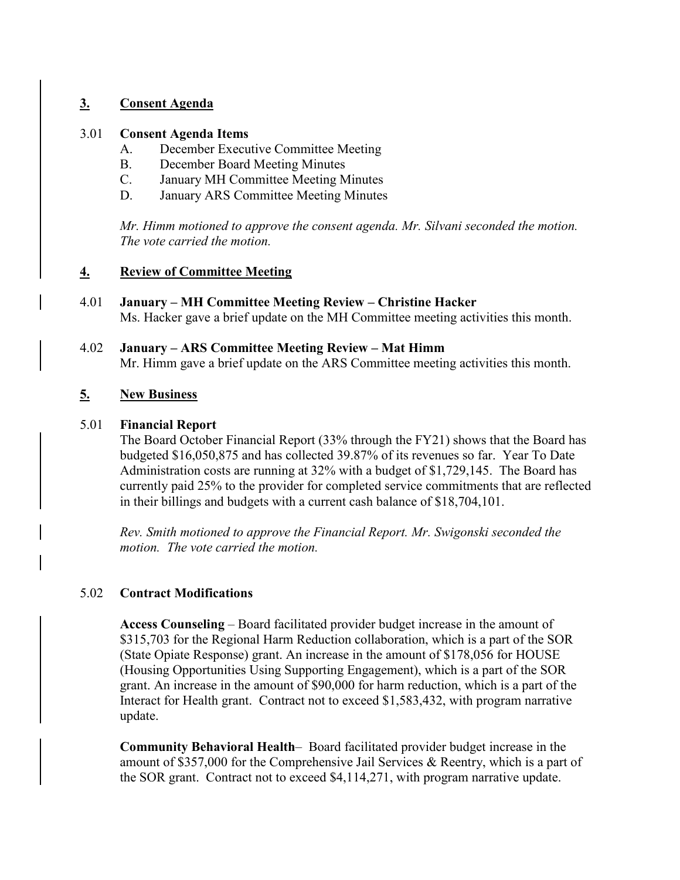## 3. Consent Agenda

### 3.01 Consent Agenda Items

A. December Executive Committee Meeting
B. December Board Meeting Minutes
C. January MH Committee Meeting Minutes
D. January ARS Committee Meeting Minutes

*Mr. Himm motioned to approve the consent agenda. Mr. Silvani seconded the motion. The vote carried the motion.*

## 4. Review of Committee Meeting

### 4.01 January – MH Committee Meeting Review – Christine Hacker

Ms. Hacker gave a brief update on the MH Committee meeting activities this month.

### 4.02 January – ARS Committee Meeting Review – Mat Himm

Mr. Himm gave a brief update on the ARS Committee meeting activities this month.

## 5. New Business

### 5.01 Financial Report

The Board October Financial Report (33% through the FY21) shows that the Board has budgeted $16,050,875 and has collected 39.87% of its revenues so far. Year To Date Administration costs are running at 32% with a budget of $1,729,145. The Board has currently paid 25% to the provider for completed service commitments that are reflected in their billings and budgets with a current cash balance of $18,704,101.

*Rev. Smith motioned to approve the Financial Report. Mr. Swigonski seconded the motion. The vote carried the motion.*

### 5.02 Contract Modifications

**Access Counseling** – Board facilitated provider budget increase in the amount of $315,703 for the Regional Harm Reduction collaboration, which is a part of the SOR (State Opiate Response) grant. An increase in the amount of $178,056 for HOUSE (Housing Opportunities Using Supporting Engagement), which is a part of the SOR grant. An increase in the amount of $90,000 for harm reduction, which is a part of the Interact for Health grant. Contract not to exceed $1,583,432, with program narrative update.

**Community Behavioral Health**– Board facilitated provider budget increase in the amount of $357,000 for the Comprehensive Jail Services & Reentry, which is a part of the SOR grant. Contract not to exceed $4,114,271, with program narrative update.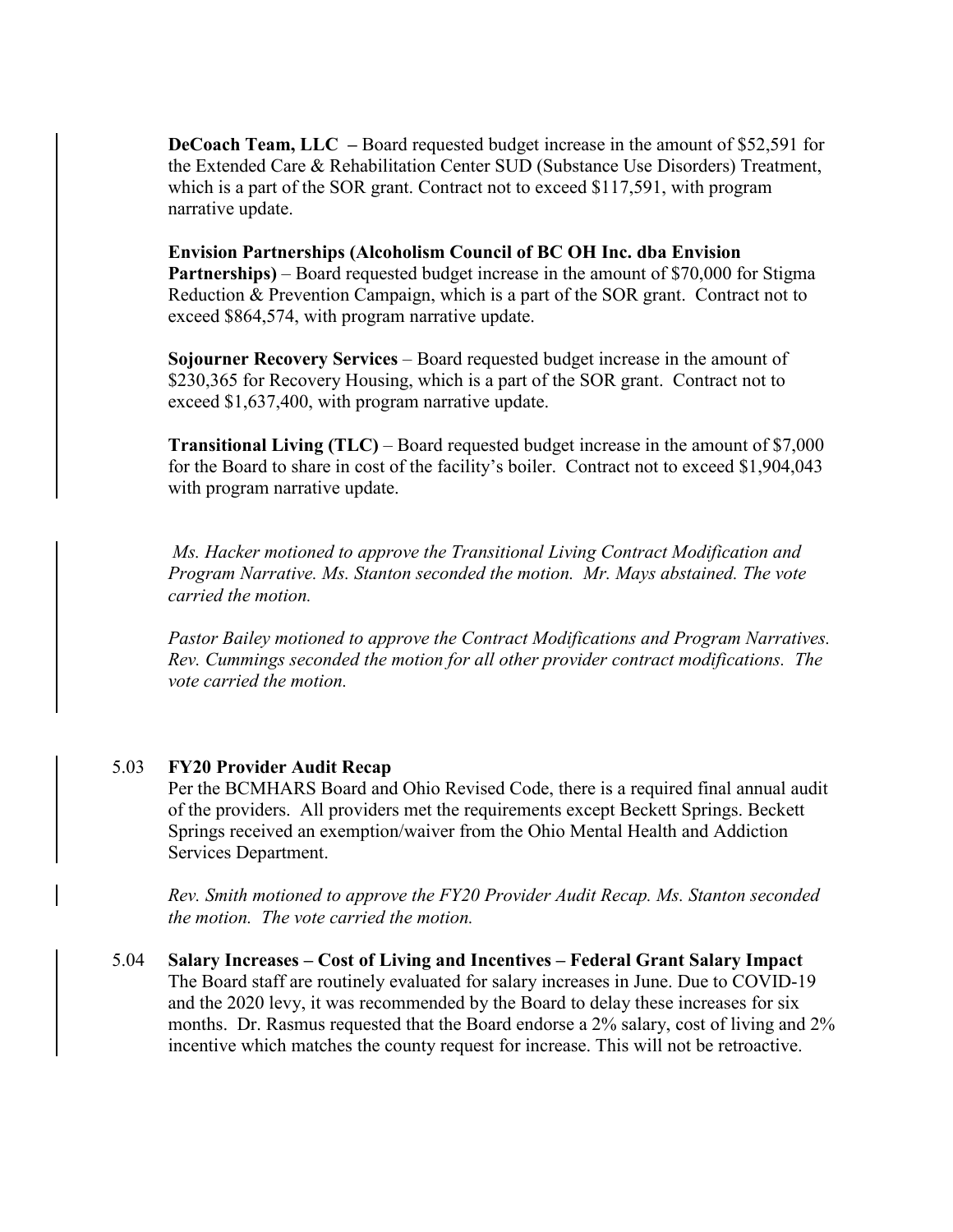**DeCoach Team, LLC** – Board requested budget increase in the amount of $52,591 for the Extended Care & Rehabilitation Center SUD (Substance Use Disorders) Treatment, which is a part of the SOR grant. Contract not to exceed $117,591, with program narrative update.

**Envision Partnerships (Alcoholism Council of BC OH Inc. dba Envision Partnerships)** – Board requested budget increase in the amount of $70,000 for Stigma Reduction & Prevention Campaign, which is a part of the SOR grant. Contract not to exceed $864,574, with program narrative update.

**Sojourner Recovery Services** – Board requested budget increase in the amount of $230,365 for Recovery Housing, which is a part of the SOR grant. Contract not to exceed $1,637,400, with program narrative update.

**Transitional Living (TLC)** – Board requested budget increase in the amount of $7,000 for the Board to share in cost of the facility's boiler. Contract not to exceed $1,904,043 with program narrative update.

*Ms. Hacker motioned to approve the Transitional Living Contract Modification and Program Narrative. Ms. Stanton seconded the motion. Mr. Mays abstained. The vote carried the motion.*

*Pastor Bailey motioned to approve the Contract Modifications and Program Narratives. Rev. Cummings seconded the motion for all other provider contract modifications. The vote carried the motion.*

5.03 **FY20 Provider Audit Recap**

Per the BCMHARS Board and Ohio Revised Code, there is a required final annual audit of the providers. All providers met the requirements except Beckett Springs. Beckett Springs received an exemption/waiver from the Ohio Mental Health and Addiction Services Department.

*Rev. Smith motioned to approve the FY20 Provider Audit Recap. Ms. Stanton seconded the motion. The vote carried the motion.*

5.04 **Salary Increases – Cost of Living and Incentives – Federal Grant Salary Impact**

The Board staff are routinely evaluated for salary increases in June. Due to COVID-19 and the 2020 levy, it was recommended by the Board to delay these increases for six months. Dr. Rasmus requested that the Board endorse a 2% salary, cost of living and 2% incentive which matches the county request for increase. This will not be retroactive.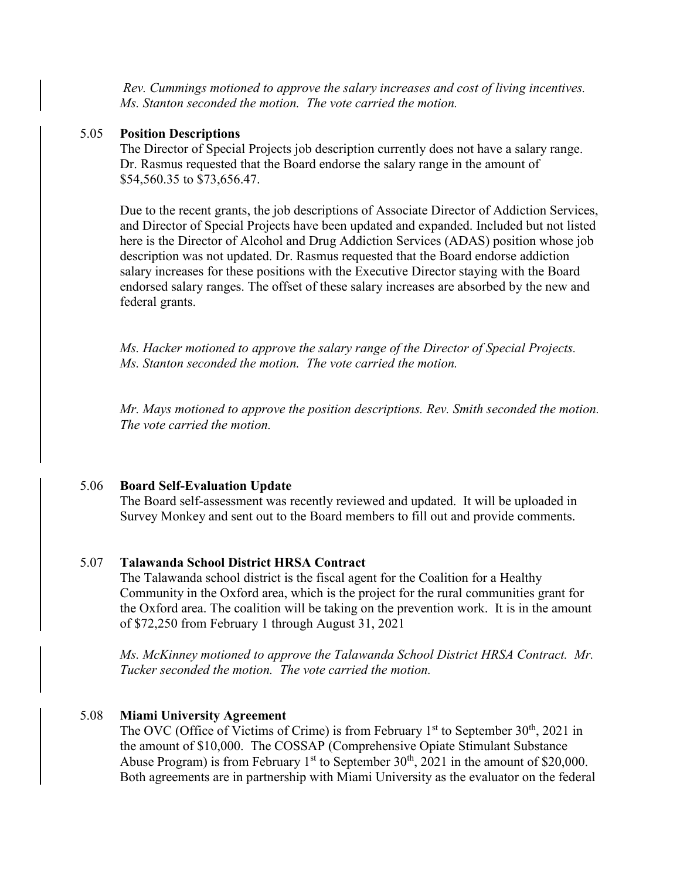*Rev. Cummings motioned to approve the salary increases and cost of living incentives. Ms. Stanton seconded the motion. The vote carried the motion.*

5.05 **Position Descriptions**

The Director of Special Projects job description currently does not have a salary range. Dr. Rasmus requested that the Board endorse the salary range in the amount of \$54,560.35 to \$73,656.47.

Due to the recent grants, the job descriptions of Associate Director of Addiction Services, and Director of Special Projects have been updated and expanded. Included but not listed here is the Director of Alcohol and Drug Addiction Services (ADAS) position whose job description was not updated. Dr. Rasmus requested that the Board endorse addiction salary increases for these positions with the Executive Director staying with the Board endorsed salary ranges. The offset of these salary increases are absorbed by the new and federal grants.

*Ms. Hacker motioned to approve the salary range of the Director of Special Projects. Ms. Stanton seconded the motion. The vote carried the motion.*

*Mr. Mays motioned to approve the position descriptions. Rev. Smith seconded the motion. The vote carried the motion.*

5.06 **Board Self-Evaluation Update**

The Board self-assessment was recently reviewed and updated. It will be uploaded in Survey Monkey and sent out to the Board members to fill out and provide comments.

5.07 **Talawanda School District HRSA Contract**

The Talawanda school district is the fiscal agent for the Coalition for a Healthy Community in the Oxford area, which is the project for the rural communities grant for the Oxford area. The coalition will be taking on the prevention work. It is in the amount of \$72,250 from February 1 through August 31, 2021

*Ms. McKinney motioned to approve the Talawanda School District HRSA Contract. Mr. Tucker seconded the motion. The vote carried the motion.*

5.08 **Miami University Agreement**

The OVC (Office of Victims of Crime) is from February 1st to September 30th, 2021 in the amount of \$10,000. The COSSAP (Comprehensive Opiate Stimulant Substance Abuse Program) is from February 1st to September 30th, 2021 in the amount of \$20,000. Both agreements are in partnership with Miami University as the evaluator on the federal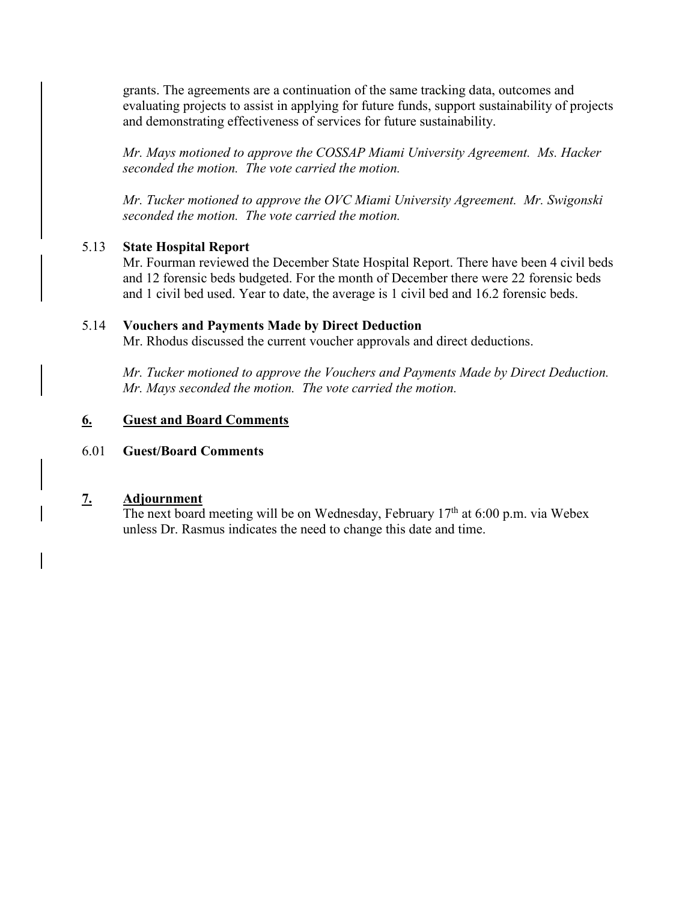grants. The agreements are a continuation of the same tracking data, outcomes and evaluating projects to assist in applying for future funds, support sustainability of projects and demonstrating effectiveness of services for future sustainability.

*Mr. Mays motioned to approve the COSSAP Miami University Agreement. Ms. Hacker seconded the motion. The vote carried the motion.*

*Mr. Tucker motioned to approve the OVC Miami University Agreement. Mr. Swigonski seconded the motion. The vote carried the motion.*

5.13 **State Hospital Report**

Mr. Fourman reviewed the December State Hospital Report. There have been 4 civil beds and 12 forensic beds budgeted. For the month of December there were 22 forensic beds and 1 civil bed used. Year to date, the average is 1 civil bed and 16.2 forensic beds.

5.14 **Vouchers and Payments Made by Direct Deduction**

Mr. Rhodus discussed the current voucher approvals and direct deductions.

*Mr. Tucker motioned to approve the Vouchers and Payments Made by Direct Deduction. Mr. Mays seconded the motion. The vote carried the motion.*

## 6. Guest and Board Comments

6.01 **Guest/Board Comments**

## 7. Adjournment

The next board meeting will be on Wednesday, February 17th at 6:00 p.m. via Webex unless Dr. Rasmus indicates the need to change this date and time.